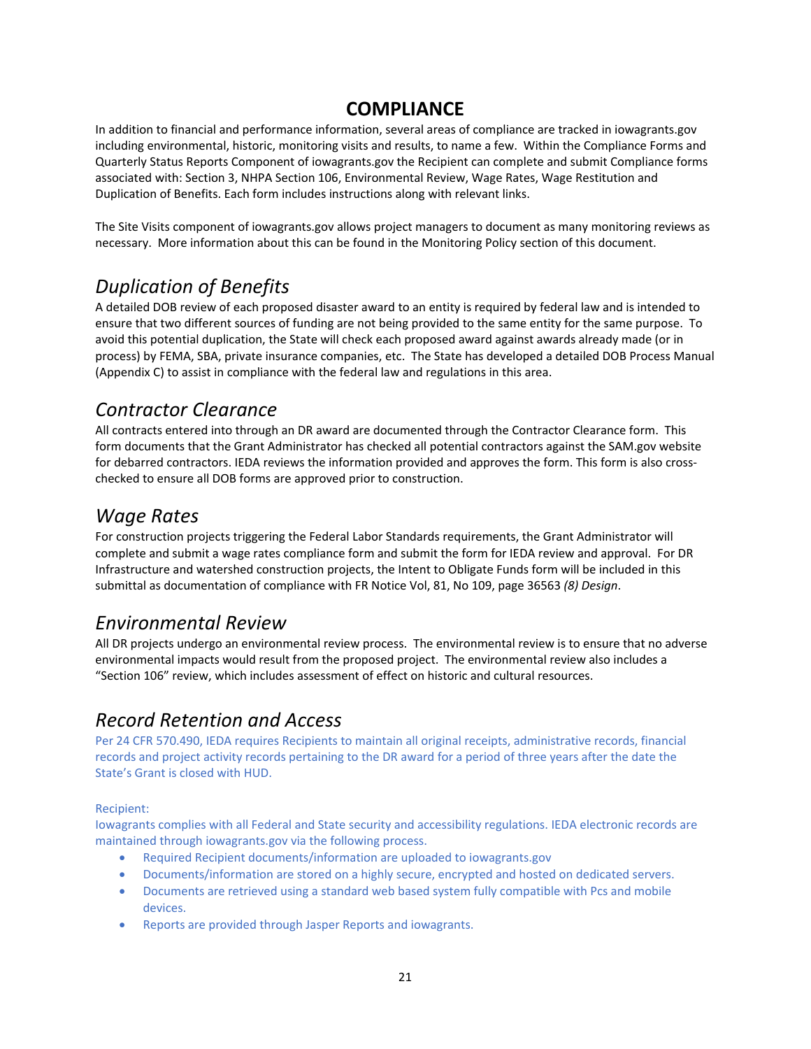# COMPLIANCE

In addition to financial and performance information, several areas of compliance are tracked in iowagrants.gov including environmental, historic, monitoring visits and results, to name a few. Within the Compliance Forms and Quarterly Status Reports Component of iowagrants.gov the Recipient can complete and submit Compliance forms associated with: Section 3, NHPA Section 106, Environmental Review, Wage Rates, Wage Restitution and Duplication of Benefits. Each form includes instructions along with relevant links.

The Site Visits component of iowagrants.gov allows project managers to document as many monitoring reviews as necessary. More information about this can be found in the Monitoring Policy section of this document.

## *Duplication of Benefits*

A detailed DOB review of each proposed disaster award to an entity is required by federal law and is intended to ensure that two different sources of funding are not being provided to the same entity for the same purpose. To avoid this potential duplication, the State will check each proposed award against awards already made (or in process) by FEMA, SBA, private insurance companies, etc. The State has developed a detailed DOB Process Manual (Appendix C) to assist in compliance with the federal law and regulations in this area.

## *Contractor Clearance*

All contracts entered into through an DR award are documented through the Contractor Clearance form. This form documents that the Grant Administrator has checked all potential contractors against the SAM.gov website for debarred contractors. IEDA reviews the information provided and approves the form. This form is also cross-checked to ensure all DOB forms are approved prior to construction.

## *Wage Rates*

For construction projects triggering the Federal Labor Standards requirements, the Grant Administrator will complete and submit a wage rates compliance form and submit the form for IEDA review and approval. For DR Infrastructure and watershed construction projects, the Intent to Obligate Funds form will be included in this submittal as documentation of compliance with FR Notice Vol, 81, No 109, page 36563 *(8) Design*.

## *Environmental Review*

All DR projects undergo an environmental review process. The environmental review is to ensure that no adverse environmental impacts would result from the proposed project. The environmental review also includes a "Section 106" review, which includes assessment of effect on historic and cultural resources.

## *Record Retention and Access*

Per 24 CFR 570.490, IEDA requires Recipients to maintain all original receipts, administrative records, financial records and project activity records pertaining to the DR award for a period of three years after the date the State's Grant is closed with HUD.

Recipient:
Iowagrants complies with all Federal and State security and accessibility regulations. IEDA electronic records are maintained through iowagrants.gov via the following process.

- Required Recipient documents/information are uploaded to iowagrants.gov
- Documents/information are stored on a highly secure, encrypted and hosted on dedicated servers.
- Documents are retrieved using a standard web based system fully compatible with Pcs and mobile devices.
- Reports are provided through Jasper Reports and iowagrants.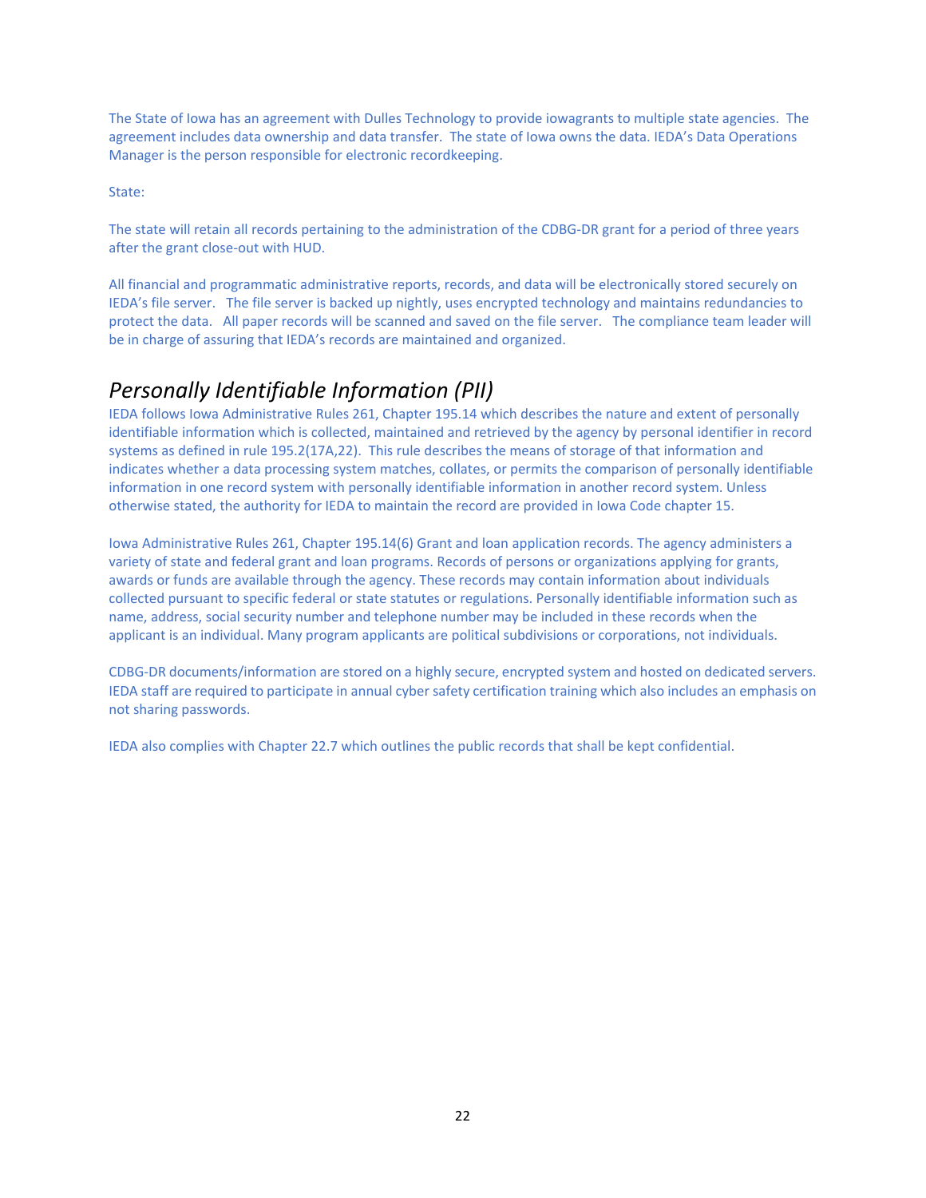The State of Iowa has an agreement with Dulles Technology to provide iowagrants to multiple state agencies. The agreement includes data ownership and data transfer. The state of Iowa owns the data. IEDA's Data Operations Manager is the person responsible for electronic recordkeeping.

State:

The state will retain all records pertaining to the administration of the CDBG-DR grant for a period of three years after the grant close-out with HUD.

All financial and programmatic administrative reports, records, and data will be electronically stored securely on IEDA's file server. The file server is backed up nightly, uses encrypted technology and maintains redundancies to protect the data. All paper records will be scanned and saved on the file server. The compliance team leader will be in charge of assuring that IEDA's records are maintained and organized.

## *Personally Identifiable Information (PII)*

IEDA follows Iowa Administrative Rules 261, Chapter 195.14 which describes the nature and extent of personally identifiable information which is collected, maintained and retrieved by the agency by personal identifier in record systems as defined in rule 195.2(17A,22). This rule describes the means of storage of that information and indicates whether a data processing system matches, collates, or permits the comparison of personally identifiable information in one record system with personally identifiable information in another record system. Unless otherwise stated, the authority for IEDA to maintain the record are provided in Iowa Code chapter 15.

Iowa Administrative Rules 261, Chapter 195.14(6) Grant and loan application records. The agency administers a variety of state and federal grant and loan programs. Records of persons or organizations applying for grants, awards or funds are available through the agency. These records may contain information about individuals collected pursuant to specific federal or state statutes or regulations. Personally identifiable information such as name, address, social security number and telephone number may be included in these records when the applicant is an individual. Many program applicants are political subdivisions or corporations, not individuals.

CDBG-DR documents/information are stored on a highly secure, encrypted system and hosted on dedicated servers. IEDA staff are required to participate in annual cyber safety certification training which also includes an emphasis on not sharing passwords.

IEDA also complies with Chapter 22.7 which outlines the public records that shall be kept confidential.